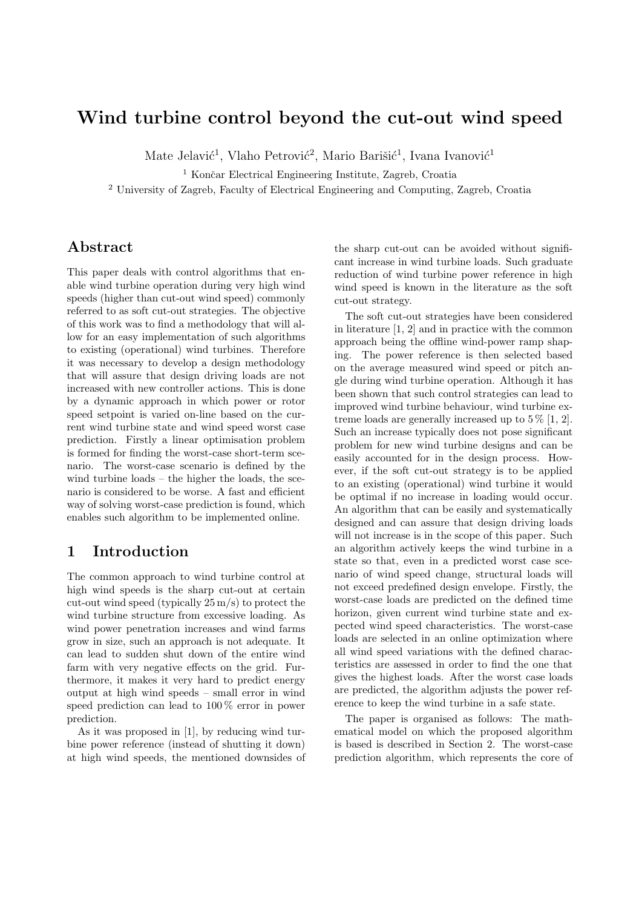# Wind turbine control beyond the cut-out wind speed

Mate Jelavić[1], Vlaho Petrović[2], Mario Barišić[1], Ivana Ivanović[1]

[1] Končar Electrical Engineering Institute, Zagreb, Croatia

[2] University of Zagreb, Faculty of Electrical Engineering and Computing, Zagreb, Croatia

## Abstract

This paper deals with control algorithms that enable wind turbine operation during very high wind speeds (higher than cut-out wind speed) commonly referred to as soft cut-out strategies. The objective of this work was to find a methodology that will allow for an easy implementation of such algorithms to existing (operational) wind turbines. Therefore it was necessary to develop a design methodology that will assure that design driving loads are not increased with new controller actions. This is done by a dynamic approach in which power or rotor speed setpoint is varied on-line based on the current wind turbine state and wind speed worst case prediction. Firstly a linear optimisation problem is formed for finding the worst-case short-term scenario. The worst-case scenario is defined by the wind turbine loads – the higher the loads, the scenario is considered to be worse. A fast and efficient way of solving worst-case prediction is found, which enables such algorithm to be implemented online.

## 1 Introduction

The common approach to wind turbine control at high wind speeds is the sharp cut-out at certain cut-out wind speed (typically 25 m/s) to protect the wind turbine structure from excessive loading. As wind power penetration increases and wind farms grow in size, such an approach is not adequate. It can lead to sudden shut down of the entire wind farm with very negative effects on the grid. Furthermore, it makes it very hard to predict energy output at high wind speeds – small error in wind speed prediction can lead to 100 % error in power prediction.

As it was proposed in [1], by reducing wind turbine power reference (instead of shutting it down) at high wind speeds, the mentioned downsides of the sharp cut-out can be avoided without significant increase in wind turbine loads. Such graduate reduction of wind turbine power reference in high wind speed is known in the literature as the soft cut-out strategy.

The soft cut-out strategies have been considered in literature [1, 2] and in practice with the common approach being the offline wind-power ramp shaping. The power reference is then selected based on the average measured wind speed or pitch angle during wind turbine operation. Although it has been shown that such control strategies can lead to improved wind turbine behaviour, wind turbine extreme loads are generally increased up to 5 % [1, 2]. Such an increase typically does not pose significant problem for new wind turbine designs and can be easily accounted for in the design process. However, if the soft cut-out strategy is to be applied to an existing (operational) wind turbine it would be optimal if no increase in loading would occur. An algorithm that can be easily and systematically designed and can assure that design driving loads will not increase is in the scope of this paper. Such an algorithm actively keeps the wind turbine in a state so that, even in a predicted worst case scenario of wind speed change, structural loads will not exceed predefined design envelope. Firstly, the worst-case loads are predicted on the defined time horizon, given current wind turbine state and expected wind speed characteristics. The worst-case loads are selected in an online optimization where all wind speed variations with the defined characteristics are assessed in order to find the one that gives the highest loads. After the worst case loads are predicted, the algorithm adjusts the power reference to keep the wind turbine in a safe state.

The paper is organised as follows: The mathematical model on which the proposed algorithm is based is described in Section 2. The worst-case prediction algorithm, which represents the core of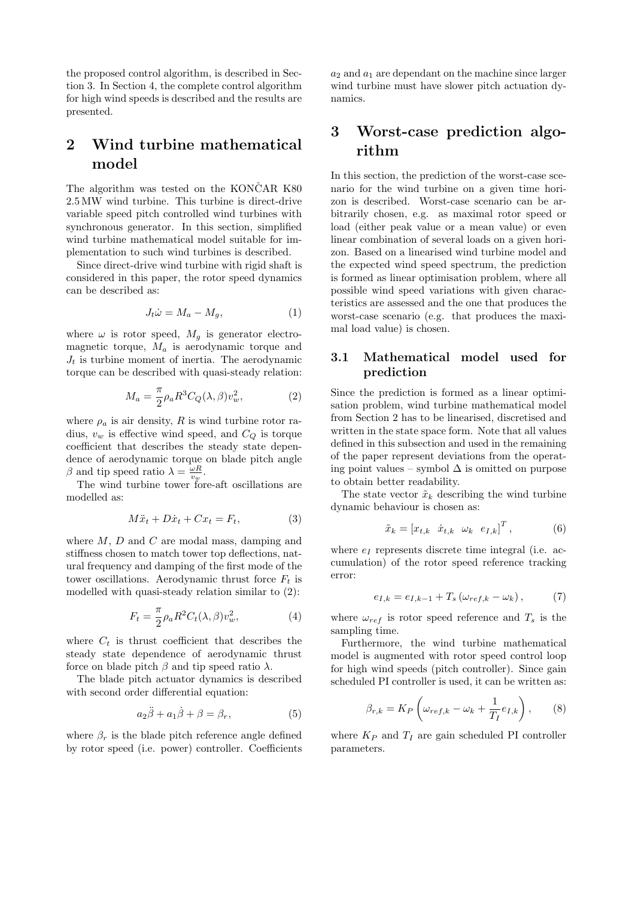the proposed control algorithm, is described in Section 3. In Section 4, the complete control algorithm for high wind speeds is described and the results are presented.

## 2 Wind turbine mathematical model

The algorithm was tested on the KONČAR K80 2.5 MW wind turbine. This turbine is direct-drive variable speed pitch controlled wind turbines with synchronous generator. In this section, simplified wind turbine mathematical model suitable for implementation to such wind turbines is described.

Since direct-drive wind turbine with rigid shaft is considered in this paper, the rotor speed dynamics can be described as:

$$J_t \dot{\omega} = M_a - M_g, \tag{1}$$

where $\omega$ is rotor speed, $M_g$ is generator electromagnetic torque, $M_a$ is aerodynamic torque and $J_t$ is turbine moment of inertia. The aerodynamic torque can be described with quasi-steady relation:

$$M_a = \frac{\pi}{2} \rho_a R^3 C_Q(\lambda, \beta) v_w^2, \tag{2}$$

where $\rho_a$ is air density, $R$ is wind turbine rotor radius, $v_w$ is effective wind speed, and $C_Q$ is torque coefficient that describes the steady state dependence of aerodynamic torque on blade pitch angle $\beta$ and tip speed ratio $\lambda = \frac{\omega R}{v_w}$.

The wind turbine tower fore-aft oscillations are modelled as:

$$M \ddot{x}_t + D \dot{x}_t + C x_t = F_t, \tag{3}$$

where $M$, $D$ and $C$ are modal mass, damping and stiffness chosen to match tower top deflections, natural frequency and damping of the first mode of the tower oscillations. Aerodynamic thrust force $F_t$ is modelled with quasi-steady relation similar to (2):

$$F_t = \frac{\pi}{2} \rho_a R^2 C_t(\lambda, \beta) v_w^2, \tag{4}$$

where $C_t$ is thrust coefficient that describes the steady state dependence of aerodynamic thrust force on blade pitch $\beta$ and tip speed ratio $\lambda$.

The blade pitch actuator dynamics is described with second order differential equation:

$$a_2 \ddot{\beta} + a_1 \dot{\beta} + \beta = \beta_r, \tag{5}$$

where $\beta_r$ is the blade pitch reference angle defined by rotor speed (i.e. power) controller. Coefficients $a_2$ and $a_1$ are dependant on the machine since larger wind turbine must have slower pitch actuation dynamics.

## 3 Worst-case prediction algorithm

In this section, the prediction of the worst-case scenario for the wind turbine on a given time horizon is described. Worst-case scenario can be arbitrarily chosen, e.g. as maximal rotor speed or load (either peak value or a mean value) or even linear combination of several loads on a given horizon. Based on a linearised wind turbine model and the expected wind speed spectrum, the prediction is formed as linear optimisation problem, where all possible wind speed variations with given characteristics are assessed and the one that produces the worst-case scenario (e.g. that produces the maximal load value) is chosen.

### 3.1 Mathematical model used for prediction

Since the prediction is formed as a linear optimisation problem, wind turbine mathematical model from Section 2 has to be linearised, discretised and written in the state space form. Note that all values defined in this subsection and used in the remaining of the paper represent deviations from the operating point values – symbol $\Delta$ is omitted on purpose to obtain better readability.

The state vector $\tilde{x}_k$ describing the wind turbine dynamic behaviour is chosen as:

$$\tilde{x}_k = \left[ x_{t,k} \;\; \dot{x}_{t,k} \;\; \omega_k \;\; e_{I,k} \right]^T, \tag{6}$$

where $e_I$ represents discrete time integral (i.e. accumulation) of the rotor speed reference tracking error:

$$e_{I,k} = e_{I,k-1} + T_s \left( \omega_{ref,k} - \omega_k \right), \tag{7}$$

where $\omega_{ref}$ is rotor speed reference and $T_s$ is the sampling time.

Furthermore, the wind turbine mathematical model is augmented with rotor speed control loop for high wind speeds (pitch controller). Since gain scheduled PI controller is used, it can be written as:

$$\beta_{r,k} = K_P \left( \omega_{ref,k} - \omega_k + \frac{1}{T_I} e_{I,k} \right), \tag{8}$$

where $K_P$ and $T_I$ are gain scheduled PI controller parameters.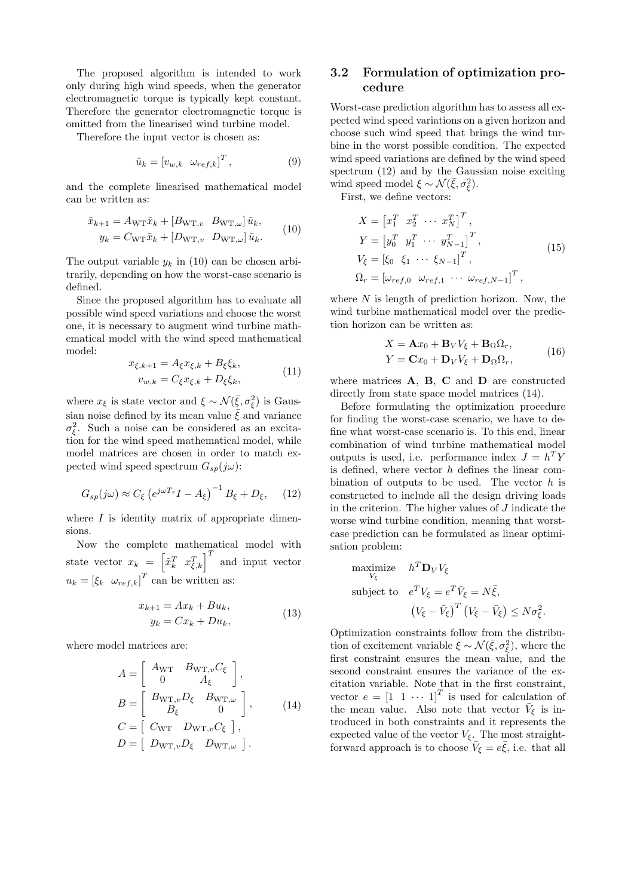The proposed algorithm is intended to work only during high wind speeds, when the generator electromagnetic torque is typically kept constant. Therefore the generator electromagnetic torque is omitted from the linearised wind turbine model.

Therefore the input vector is chosen as:

$$\tilde{u}_k = \left[v_{w,k} \quad \omega_{ref,k}\right]^T, \tag{9}$$

and the complete linearised mathematical model can be written as:

$$\begin{aligned} \tilde{x}_{k+1} &= A_{\mathrm{WT}}\tilde{x}_k + \left[B_{\mathrm{WT},v} \quad B_{\mathrm{WT},\omega}\right]\tilde{u}_k, \\ y_k &= C_{\mathrm{WT}}\tilde{x}_k + \left[D_{\mathrm{WT},v} \quad D_{\mathrm{WT},\omega}\right]\tilde{u}_k. \end{aligned} \tag{10}$$

The output variable $y_k$ in (10) can be chosen arbitrarily, depending on how the worst-case scenario is defined.

Since the proposed algorithm has to evaluate all possible wind speed variations and choose the worst one, it is necessary to augment wind turbine mathematical model with the wind speed mathematical model:

$$\begin{aligned} x_{\xi,k+1} &= A_\xi x_{\xi,k} + B_\xi \xi_k, \\ v_{w,k} &= C_\xi x_{\xi,k} + D_\xi \xi_k, \end{aligned} \tag{11}$$

where $x_\xi$ is state vector and $\xi \sim \mathcal{N}(\bar{\xi}, \sigma_\xi^2)$ is Gaussian noise defined by its mean value $\bar{\xi}$ and variance $\sigma_\xi^2$. Such a noise can be considered as an excitation for the wind speed mathematical model, while model matrices are chosen in order to match expected wind speed spectrum $G_{sp}(j\omega)$:

$$G_{sp}(j\omega) \approx C_\xi \left(e^{j\omega T_s} I - A_\xi\right)^{-1} B_\xi + D_\xi, \tag{12}$$

where $I$ is identity matrix of appropriate dimensions.

Now the complete mathematical model with state vector $x_k = \left[\tilde{x}_k^T \quad x_{\xi,k}^T\right]^T$ and input vector $u_k = \left[\xi_k \quad \omega_{ref,k}\right]^T$ can be written as:

$$\begin{aligned} x_{k+1} &= Ax_k + Bu_k, \\ y_k &= Cx_k + Du_k, \end{aligned} \tag{13}$$

where model matrices are:

$$\begin{aligned} A &= \begin{bmatrix} A_{\mathrm{WT}} & B_{\mathrm{WT},v}C_\xi \\ 0 & A_\xi \end{bmatrix}, \\ B &= \begin{bmatrix} B_{\mathrm{WT},v}D_\xi & B_{\mathrm{WT},\omega} \\ B_\xi & 0 \end{bmatrix}, \\ C &= \begin{bmatrix} C_{\mathrm{WT}} & D_{\mathrm{WT},v}C_\xi \end{bmatrix}, \\ D &= \begin{bmatrix} D_{\mathrm{WT},v}D_\xi & D_{\mathrm{WT},\omega} \end{bmatrix}. \end{aligned} \tag{14}$$

### 3.2 Formulation of optimization procedure

Worst-case prediction algorithm has to assess all expected wind speed variations on a given horizon and choose such wind speed that brings the wind turbine in the worst possible condition. The expected wind speed variations are defined by the wind speed spectrum (12) and by the Gaussian noise exciting wind speed model $\xi \sim \mathcal{N}(\bar{\xi}, \sigma_\xi^2)$.

First, we define vectors:

$$\begin{aligned} X &= \left[x_1^T \quad x_2^T \quad \cdots \quad x_N^T\right]^T, \\ Y &= \left[y_0^T \quad y_1^T \quad \cdots \quad y_{N-1}^T\right]^T, \\ V_\xi &= \left[\xi_0 \quad \xi_1 \quad \cdots \quad \xi_{N-1}\right]^T, \\ \Omega_r &= \left[\omega_{ref,0} \quad \omega_{ref,1} \quad \cdots \quad \omega_{ref,N-1}\right]^T, \end{aligned} \tag{15}$$

where $N$ is length of prediction horizon. Now, the wind turbine mathematical model over the prediction horizon can be written as:

$$\begin{aligned} X &= \mathbf{A}x_0 + \mathbf{B}_V V_\xi + \mathbf{B}_\Omega \Omega_r, \\ Y &= \mathbf{C}x_0 + \mathbf{D}_V V_\xi + \mathbf{D}_\Omega \Omega_r, \end{aligned} \tag{16}$$

where matrices $\mathbf{A}$, $\mathbf{B}$, $\mathbf{C}$ and $\mathbf{D}$ are constructed directly from state space model matrices (14).

Before formulating the optimization procedure for finding the worst-case scenario, we have to define what worst-case scenario is. To this end, linear combination of wind turbine mathematical model outputs is used, i.e. performance index $J = h^T Y$ is defined, where vector $h$ defines the linear combination of outputs to be used. The vector $h$ is constructed to include all the design driving loads in the criterion. The higher values of $J$ indicate the worse wind turbine condition, meaning that worst-case prediction can be formulated as linear optimisation problem:

$$\begin{aligned} \underset{V_\xi}{\text{maximize}} \quad & h^T \mathbf{D}_V V_\xi \\ \text{subject to} \quad & e^T V_\xi = e^T \bar{V}_\xi = N\bar{\xi}, \\ & \left(V_\xi - \bar{V}_\xi\right)^T \left(V_\xi - \bar{V}_\xi\right) \le N\sigma_\xi^2. \end{aligned}$$

Optimization constraints follow from the distribution of excitement variable $\xi \sim \mathcal{N}(\bar{\xi}, \sigma_\xi^2)$, where the first constraint ensures the mean value, and the second constraint ensures the variance of the excitation variable. Note that in the first constraint, vector $e = \left[1 \quad 1 \quad \cdots \quad 1\right]^T$ is used for calculation of the mean value. Also note that vector $\bar{V}_\xi$ is introduced in both constraints and it represents the expected value of the vector $V_\xi$. The most straightforward approach is to choose $\bar{V}_\xi = e\bar{\xi}$, i.e. that all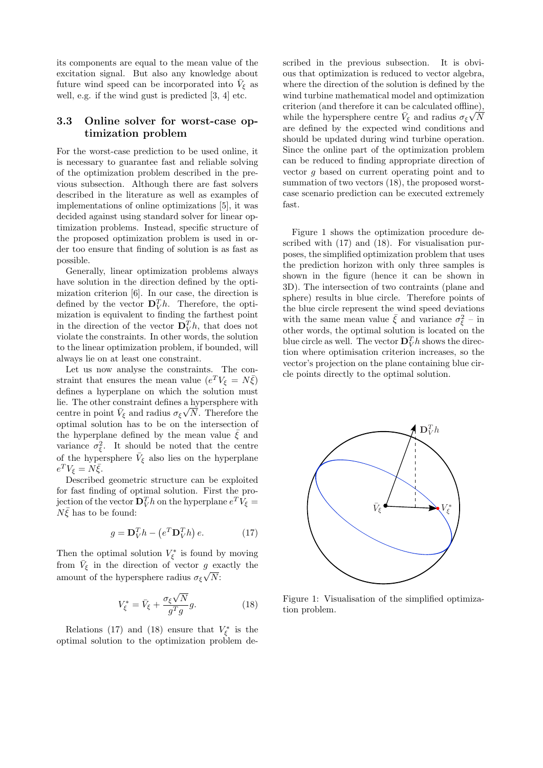its components are equal to the mean value of the excitation signal. But also any knowledge about future wind speed can be incorporated into $\bar{V}_\xi$ as well, e.g. if the wind gust is predicted [3, 4] etc.

### 3.3 Online solver for worst-case optimization problem

For the worst-case prediction to be used online, it is necessary to guarantee fast and reliable solving of the optimization problem described in the previous subsection. Although there are fast solvers described in the literature as well as examples of implementations of online optimizations [5], it was decided against using standard solver for linear optimization problems. Instead, specific structure of the proposed optimization problem is used in order too ensure that finding of solution is as fast as possible.

Generally, linear optimization problems always have solution in the direction defined by the optimization criterion [6]. In our case, the direction is defined by the vector $\mathbf{D}_V^T h$. Therefore, the optimization is equivalent to finding the farthest point in the direction of the vector $\mathbf{D}_V^T h$, that does not violate the constraints. In other words, the solution to the linear optimization problem, if bounded, will always lie on at least one constraint.

Let us now analyse the constraints. The constraint that ensures the mean value ($e^T V_\xi = N\bar{\xi}$) defines a hyperplane on which the solution must lie. The other constraint defines a hypersphere with centre in point $\bar{V}_\xi$ and radius $\sigma_\xi \sqrt{N}$. Therefore the optimal solution has to be on the intersection of the hyperplane defined by the mean value $\bar{\xi}$ and variance $\sigma_\xi^2$. It should be noted that the centre of the hypersphere $\bar{V}_\xi$ also lies on the hyperplane $e^T V_\xi = N\bar{\xi}$.

Described geometric structure can be exploited for fast finding of optimal solution. First the projection of the vector $\mathbf{D}_V^T h$ on the hyperplane $e^T V_\xi = N\bar{\xi}$ has to be found:

$$g = \mathbf{D}_V^T h - \left(e^T \mathbf{D}_V^T h\right) e. \tag{17}$$

Then the optimal solution $V_\xi^*$ is found by moving from $\bar{V}_\xi$ in the direction of vector $g$ exactly the amount of the hypersphere radius $\sigma_\xi \sqrt{N}$:

$$V_\xi^* = \bar{V}_\xi + \frac{\sigma_\xi \sqrt{N}}{g^T g} g. \tag{18}$$

Relations (17) and (18) ensure that $V_\xi^*$ is the optimal solution to the optimization problem described in the previous subsection. It is obvious that optimization is reduced to vector algebra, where the direction of the solution is defined by the wind turbine mathematical model and optimization criterion (and therefore it can be calculated offline), while the hypersphere centre $\bar{V}_\xi$ and radius $\sigma_\xi \sqrt{N}$ are defined by the expected wind conditions and should be updated during wind turbine operation. Since the online part of the optimization problem can be reduced to finding appropriate direction of vector $g$ based on current operating point and to summation of two vectors (18), the proposed worst-case scenario prediction can be executed extremely fast.

Figure 1 shows the optimization procedure described with (17) and (18). For visualisation purposes, the simplified optimization problem that uses the prediction horizon with only three samples is shown in the figure (hence it can be shown in 3D). The intersection of two contraints (plane and sphere) results in blue circle. Therefore points of the blue circle represent the wind speed deviations with the same mean value $\bar{\xi}$ and variance $\sigma_\xi^2$ – in other words, the optimal solution is located on the blue circle as well. The vector $\mathbf{D}_V^T h$ shows the direction where optimisation criterion increases, so the vector's projection on the plane containing blue circle points directly to the optimal solution.

Figure 1: Visualisation of the simplified optimization problem.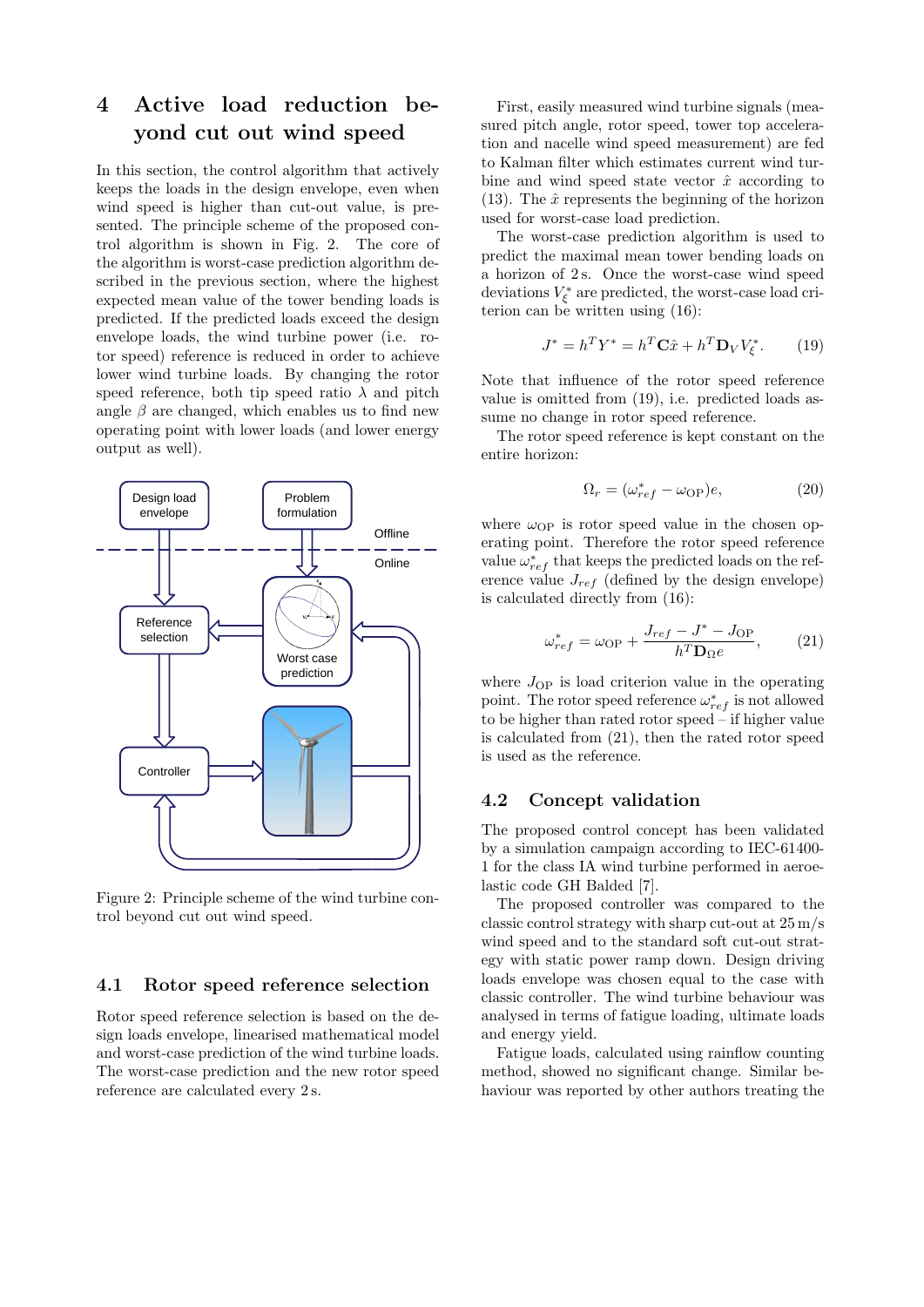# 4 Active load reduction beyond cut out wind speed

In this section, the control algorithm that actively keeps the loads in the design envelope, even when wind speed is higher than cut-out value, is presented. The principle scheme of the proposed control algorithm is shown in Fig. 2. The core of the algorithm is worst-case prediction algorithm described in the previous section, where the highest expected mean value of the tower bending loads is predicted. If the predicted loads exceed the design envelope loads, the wind turbine power (i.e. rotor speed) reference is reduced in order to achieve lower wind turbine loads. By changing the rotor speed reference, both tip speed ratio $\lambda$ and pitch angle $\beta$ are changed, which enables us to find new operating point with lower loads (and lower energy output as well).

Figure 2: Principle scheme of the wind turbine control beyond cut out wind speed.

## 4.1 Rotor speed reference selection

Rotor speed reference selection is based on the design loads envelope, linearised mathematical model and worst-case prediction of the wind turbine loads. The worst-case prediction and the new rotor speed reference are calculated every 2 s.

First, easily measured wind turbine signals (measured pitch angle, rotor speed, tower top acceleration and nacelle wind speed measurement) are fed to Kalman filter which estimates current wind turbine and wind speed state vector $\hat{x}$ according to (13). The $\hat{x}$ represents the beginning of the horizon used for worst-case load prediction.

The worst-case prediction algorithm is used to predict the maximal mean tower bending loads on a horizon of 2 s. Once the worst-case wind speed deviations $V_\xi^*$ are predicted, the worst-case load criterion can be written using (16):

$$J^* = h^T Y^* = h^T \mathbf{C}\hat{x} + h^T \mathbf{D}_V V_\xi^*. \qquad (19)$$

Note that influence of the rotor speed reference value is omitted from (19), i.e. predicted loads assume no change in rotor speed reference.

The rotor speed reference is kept constant on the entire horizon:

$$\Omega_r = (\omega_{ref}^* - \omega_{\mathrm{OP}})e, \qquad (20)$$

where $\omega_{\mathrm{OP}}$ is rotor speed value in the chosen operating point. Therefore the rotor speed reference value $\omega_{ref}^*$ that keeps the predicted loads on the reference value $J_{ref}$ (defined by the design envelope) is calculated directly from (16):

$$\omega_{ref}^* = \omega_{\mathrm{OP}} + \frac{J_{ref} - J^* - J_{\mathrm{OP}}}{h^T \mathbf{D}_\Omega e}, \qquad (21)$$

where $J_{\mathrm{OP}}$ is load criterion value in the operating point. The rotor speed reference $\omega_{ref}^*$ is not allowed to be higher than rated rotor speed – if higher value is calculated from (21), then the rated rotor speed is used as the reference.

## 4.2 Concept validation

The proposed control concept has been validated by a simulation campaign according to IEC-61400-1 for the class IA wind turbine performed in aeroelastic code GH Balded [7].

The proposed controller was compared to the classic control strategy with sharp cut-out at 25 m/s wind speed and to the standard soft cut-out strategy with static power ramp down. Design driving loads envelope was chosen equal to the case with classic controller. The wind turbine behaviour was analysed in terms of fatigue loading, ultimate loads and energy yield.

Fatigue loads, calculated using rainflow counting method, showed no significant change. Similar behaviour was reported by other authors treating the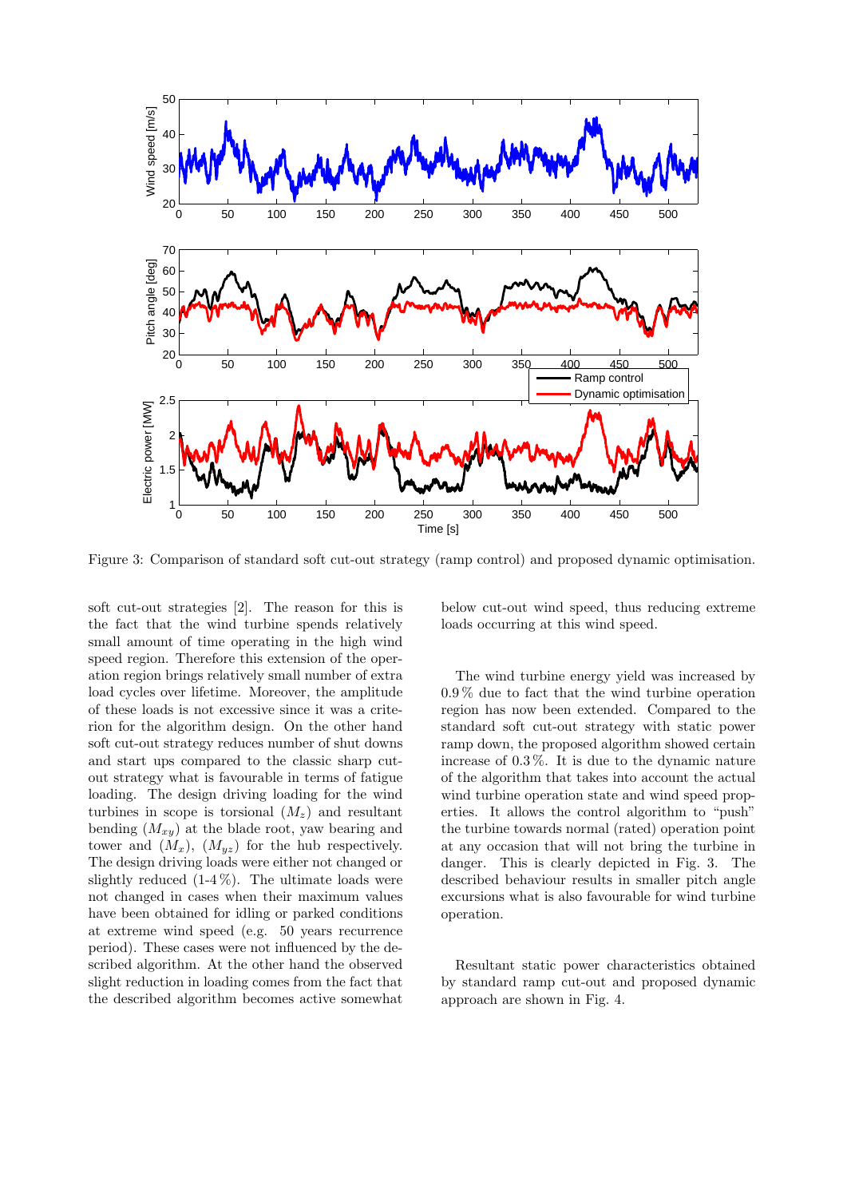Figure 3: Comparison of standard soft cut-out strategy (ramp control) and proposed dynamic optimisation.

soft cut-out strategies [2]. The reason for this is the fact that the wind turbine spends relatively small amount of time operating in the high wind speed region. Therefore this extension of the operation region brings relatively small number of extra load cycles over lifetime. Moreover, the amplitude of these loads is not excessive since it was a criterion for the algorithm design. On the other hand soft cut-out strategy reduces number of shut downs and start ups compared to the classic sharp cut-out strategy what is favourable in terms of fatigue loading. The design driving loading for the wind turbines in scope is torsional ($M_z$) and resultant bending ($M_{xy}$) at the blade root, yaw bearing and tower and ($M_x$), ($M_{yz}$) for the hub respectively. The design driving loads were either not changed or slightly reduced (1-4 %). The ultimate loads were not changed in cases when their maximum values have been obtained for idling or parked conditions at extreme wind speed (e.g. 50 years recurrence period). These cases were not influenced by the described algorithm. At the other hand the observed slight reduction in loading comes from the fact that the described algorithm becomes active somewhat below cut-out wind speed, thus reducing extreme loads occurring at this wind speed.

The wind turbine energy yield was increased by 0.9 % due to fact that the wind turbine operation region has now been extended. Compared to the standard soft cut-out strategy with static power ramp down, the proposed algorithm showed certain increase of 0.3 %. It is due to the dynamic nature of the algorithm that takes into account the actual wind turbine operation state and wind speed properties. It allows the control algorithm to "push" the turbine towards normal (rated) operation point at any occasion that will not bring the turbine in danger. This is clearly depicted in Fig. 3. The described behaviour results in smaller pitch angle excursions what is also favourable for wind turbine operation.

Resultant static power characteristics obtained by standard ramp cut-out and proposed dynamic approach are shown in Fig. 4.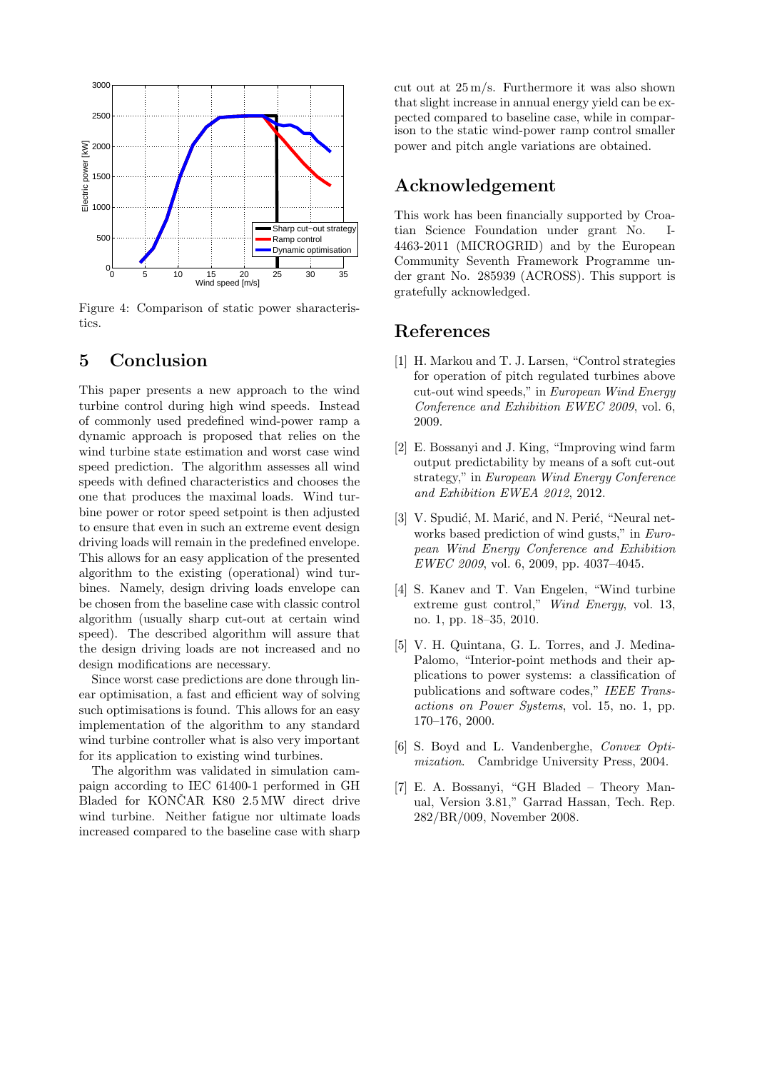3000
2500
2000
1500
1000
500
0
Electric power [kW]
0 5 10 15 20 25 30 35
Wind speed [m/s]
Sharp cut−out strategy
Ramp control
Dynamic optimisation

Figure 4: Comparison of static power sharacteristics.

## 5 Conclusion

This paper presents a new approach to the wind turbine control during high wind speeds. Instead of commonly used predefined wind-power ramp a dynamic approach is proposed that relies on the wind turbine state estimation and worst case wind speed prediction. The algorithm assesses all wind speeds with defined characteristics and chooses the one that produces the maximal loads. Wind turbine power or rotor speed setpoint is then adjusted to ensure that even in such an extreme event design driving loads will remain in the predefined envelope. This allows for an easy application of the presented algorithm to the existing (operational) wind turbines. Namely, design driving loads envelope can be chosen from the baseline case with classic control algorithm (usually sharp cut-out at certain wind speed). The described algorithm will assure that the design driving loads are not increased and no design modifications are necessary.

Since worst case predictions are done through linear optimisation, a fast and efficient way of solving such optimisations is found. This allows for an easy implementation of the algorithm to any standard wind turbine controller what is also very important for its application to existing wind turbines.

The algorithm was validated in simulation campaign according to IEC 61400-1 performed in GH Bladed for KONČAR K80 2.5 MW direct drive wind turbine. Neither fatigue nor ultimate loads increased compared to the baseline case with sharp cut out at 25 m/s. Furthermore it was also shown that slight increase in annual energy yield can be expected compared to baseline case, while in comparison to the static wind-power ramp control smaller power and pitch angle variations are obtained.

## Acknowledgement

This work has been financially supported by Croatian Science Foundation under grant No. I-4463-2011 (MICROGRID) and by the European Community Seventh Framework Programme under grant No. 285939 (ACROSS). This support is gratefully acknowledged.

## References

[1] H. Markou and T. J. Larsen, "Control strategies for operation of pitch regulated turbines above cut-out wind speeds," in *European Wind Energy Conference and Exhibition EWEC 2009*, vol. 6, 2009.

[2] E. Bossanyi and J. King, "Improving wind farm output predictability by means of a soft cut-out strategy," in *European Wind Energy Conference and Exhibition EWEA 2012*, 2012.

[3] V. Spudić, M. Marić, and N. Perić, "Neural networks based prediction of wind gusts," in *European Wind Energy Conference and Exhibition EWEC 2009*, vol. 6, 2009, pp. 4037–4045.

[4] S. Kanev and T. Van Engelen, "Wind turbine extreme gust control," *Wind Energy*, vol. 13, no. 1, pp. 18–35, 2010.

[5] V. H. Quintana, G. L. Torres, and J. Medina-Palomo, "Interior-point methods and their applications to power systems: a classification of publications and software codes," *IEEE Transactions on Power Systems*, vol. 15, no. 1, pp. 170–176, 2000.

[6] S. Boyd and L. Vandenberghe, *Convex Optimization*. Cambridge University Press, 2004.

[7] E. A. Bossanyi, "GH Bladed – Theory Manual, Version 3.81," Garrad Hassan, Tech. Rep. 282/BR/009, November 2008.